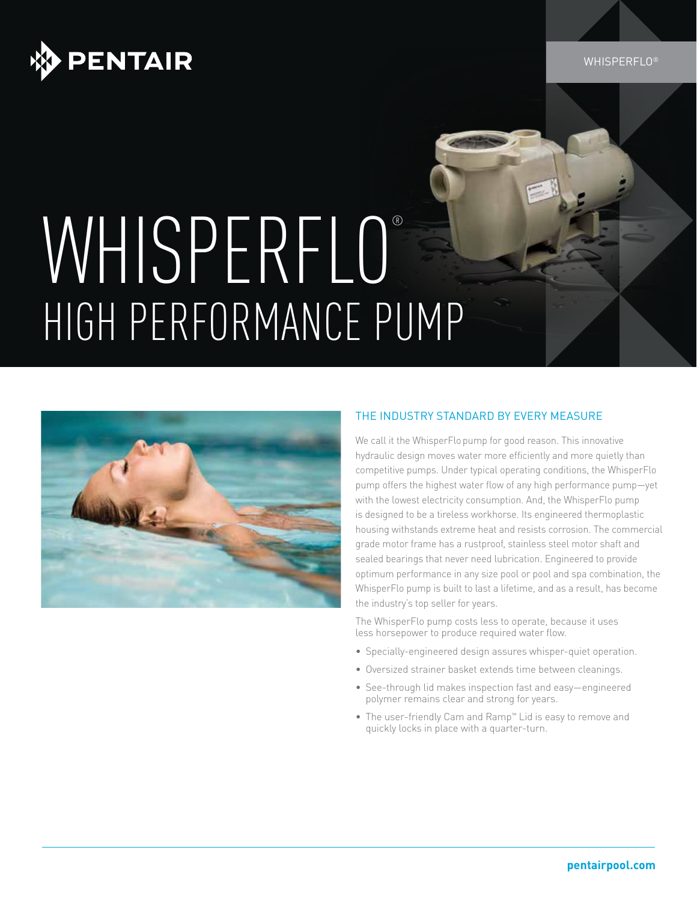PENTAIR

WHISPERFLO®

# WHISPERFLO®

## HIGH PERFORMANCE PUMP

### THE INDUSTRY STANDARD BY EVERY MEASURE

We call it the WhisperFlo pump for good reason. This innovative hydraulic design moves water more efficiently and more quietly than competitive pumps. Under typical operating conditions, the WhisperFlo pump offers the highest water flow of any high performance pump—yet with the lowest electricity consumption. And, the WhisperFlo pump is designed to be a tireless workhorse. Its engineered thermoplastic housing withstands extreme heat and resists corrosion. The commercial grade motor frame has a rustproof, stainless steel motor shaft and sealed bearings that never need lubrication. Engineered to provide optimum performance in any size pool or pool and spa combination, the WhisperFlo pump is built to last a lifetime, and as a result, has become the industry's top seller for years.

The WhisperFlo pump costs less to operate, because it uses less horsepower to produce required water flow.

- Specially-engineered design assures whisper-quiet operation.
- Oversized strainer basket extends time between cleanings.
- See-through lid makes inspection fast and easy—engineered polymer remains clear and strong for years.
- The user-friendly Cam and Ramp™ Lid is easy to remove and quickly locks in place with a quarter-turn.

**pentairpool.com**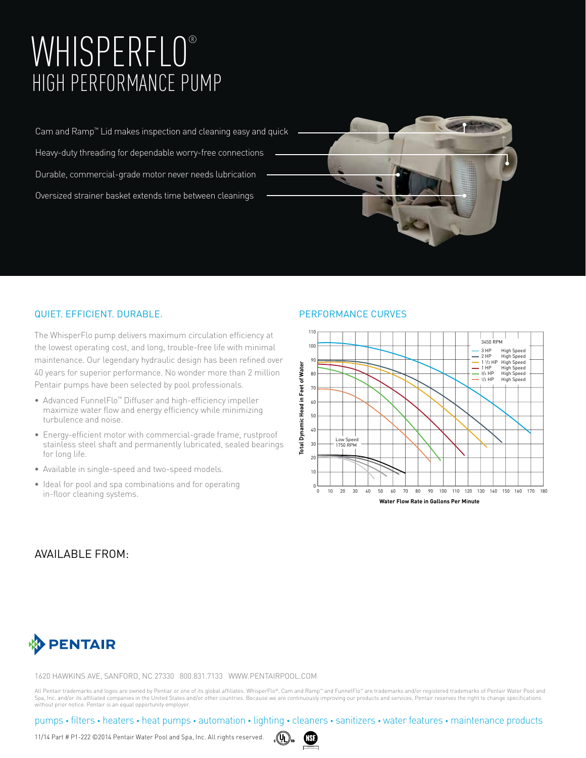# WHISPERFLO®

## HIGH PERFORMANCE PUMP

Cam and Ramp™ Lid makes inspection and cleaning easy and quick

Heavy-duty threading for dependable worry-free connections

Durable, commercial-grade motor never needs lubrication

Oversized strainer basket extends time between cleanings

### QUIET. EFFICIENT. DURABLE.

The WhisperFlo pump delivers maximum circulation efficiency at the lowest operating cost, and long, trouble-free life with minimal maintenance. Our legendary hydraulic design has been refined over 40 years for superior performance. No wonder more than 2 million Pentair pumps have been selected by pool professionals.

- Advanced FunnelFlo™ Diffuser and high-efficiency impeller maximize water flow and energy efficiency while minimizing turbulence and noise.
- Energy-efficient motor with commercial-grade frame, rustproof stainless steel shaft and permanently lubricated, sealed bearings for long life.
- Available in single-speed and two-speed models.
- Ideal for pool and spa combinations and for operating in-floor cleaning systems.

### PERFORMANCE CURVES

3450 RPM
3 HP High Speed
2 HP High Speed
1 1/2 HP High Speed
1 HP High Speed
3/4 HP High Speed
1/2 HP High Speed

Low Speed
1750 RPM

Total Dynamic Head in Feet of Water

0 10 20 30 40 50 60 70 80 90 100 110

0 10 20 30 40 50 60 70 80 90 100 110 120 130 140 150 160 170 180

Water Flow Rate in Gallons Per Minute

AVAILABLE FROM:

PENTAIR

1620 HAWKINS AVE, SANFORD, NC 27330 800.831.7133 WWW.PENTAIRPOOL.COM

All Pentair trademarks and logos are owned by Pentiar or one of its global affiliates. WhisperFlo®, Cam and Ramp™ and FunnelFlo™ are trademarks and/or registered trademarks of Pentair Water Pool and Spa, Inc. and/or its affiliated companies in the United States and/or other countries. Because we are continuously improving our products and services, Pentair reserves the right to change specifications without prior notice. Pentair is an equal opportunity employer.

pumps • filters • heaters • heat pumps • automation • lighting • cleaners • sanitizers • water features • maintenance products

11/14 Part # P1-222 ©2014 Pentair Water Pool and Spa, Inc. All rights reserved.